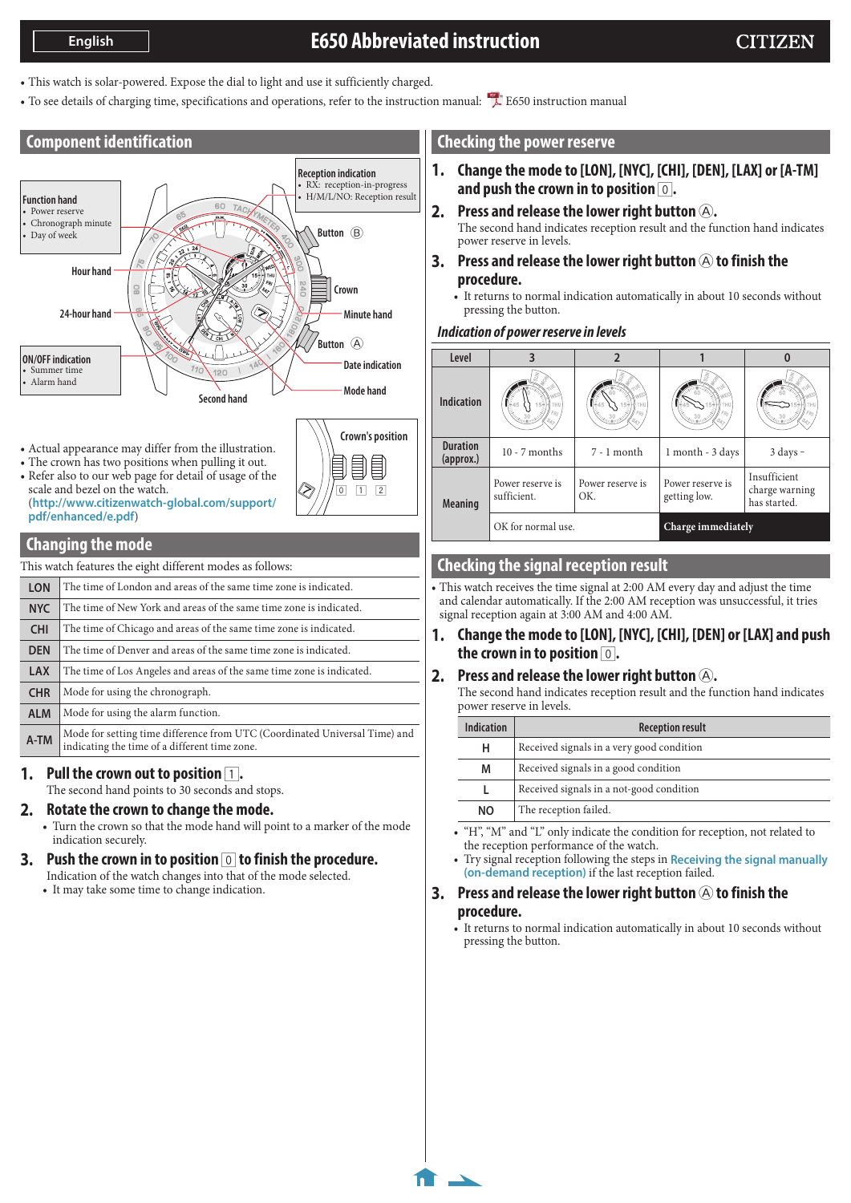English

# E650 Abbreviated instruction

CITIZEN

- This watch is solar-powered. Expose the dial to light and use it sufficiently charged.
- To see details of charging time, specifications and operations, refer to the instruction manual: E650 instruction manual

## Component identification

Function hand
- Power reserve
- Chronograph minute
- Day of week

Reception indication
- RX: reception-in-progress
- H/M/L/NO: Reception result

Hour hand

24-hour hand

ON/OFF indication
- Summer time
- Alarm hand

Second hand

Button Ⓑ

Crown

Minute hand

Button Ⓐ

Date indication

Mode hand

Crown's position

0 1 2

- Actual appearance may differ from the illustration.
- The crown has two positions when pulling it out.
- Refer also to our web page for detail of usage of the scale and bezel on the watch. (http://www.citizenwatch-global.com/support/pdf/enhanced/e.pdf)

## Changing the mode

This watch features the eight different modes as follows:

| | |
|---|---|
| LON | The time of London and areas of the same time zone is indicated. |
| NYC | The time of New York and areas of the same time zone is indicated. |
| CHI | The time of Chicago and areas of the same time zone is indicated. |
| DEN | The time of Denver and areas of the same time zone is indicated. |
| LAX | The time of Los Angeles and areas of the same time zone is indicated. |
| CHR | Mode for using the chronograph. |
| ALM | Mode for using the alarm function. |
| A-TM | Mode for setting time difference from UTC (Coordinated Universal Time) and indicating the time of a different time zone. |

**1. Pull the crown out to position 1.**

The second hand points to 30 seconds and stops.

**2. Rotate the crown to change the mode.**

- Turn the crown so that the mode hand will point to a marker of the mode indication securely.

**3. Push the crown in to position 0 to finish the procedure.**

Indication of the watch changes into that of the mode selected.
- It may take some time to change indication.

## Checking the power reserve

**1. Change the mode to [LON], [NYC], [CHI], [DEN], [LAX] or [A-TM] and push the crown in to position 0.**

**2. Press and release the lower right button Ⓐ.**

The second hand indicates reception result and the function hand indicates power reserve in levels.

**3. Press and release the lower right button Ⓐ to finish the procedure.**

- It returns to normal indication automatically in about 10 seconds without pressing the button.

### *Indication of power reserve in levels*

| Level | 3 | 2 | 1 | 0 |
|---|---|---|---|---|
| Indication | | | | |
| Duration (approx.) | 10 - 7 months | 7 - 1 month | 1 month - 3 days | 3 days - |
| Meaning | Power reserve is sufficient. | Power reserve is OK. | Power reserve is getting low. | Insufficient charge warning has started. |
| | OK for normal use. | | Charge immediately | |

## Checking the signal reception result

- This watch receives the time signal at 2:00 AM every day and adjust the time and calendar automatically. If the 2:00 AM reception was unsuccessful, it tries signal reception again at 3:00 AM and 4:00 AM.

**1. Change the mode to [LON], [NYC], [CHI], [DEN] or [LAX] and push the crown in to position 0.**

**2. Press and release the lower right button Ⓐ.**

The second hand indicates reception result and the function hand indicates power reserve in levels.

| Indication | Reception result |
|---|---|
| H | Received signals in a very good condition |
| M | Received signals in a good condition |
| L | Received signals in a not-good condition |
| NO | The reception failed. |

- "H", "M" and "L" only indicate the condition for reception, not related to the reception performance of the watch.
- Try signal reception following the steps in Receiving the signal manually (on-demand reception) if the last reception failed.

**3. Press and release the lower right button Ⓐ to finish the procedure.**

- It returns to normal indication automatically in about 10 seconds without pressing the button.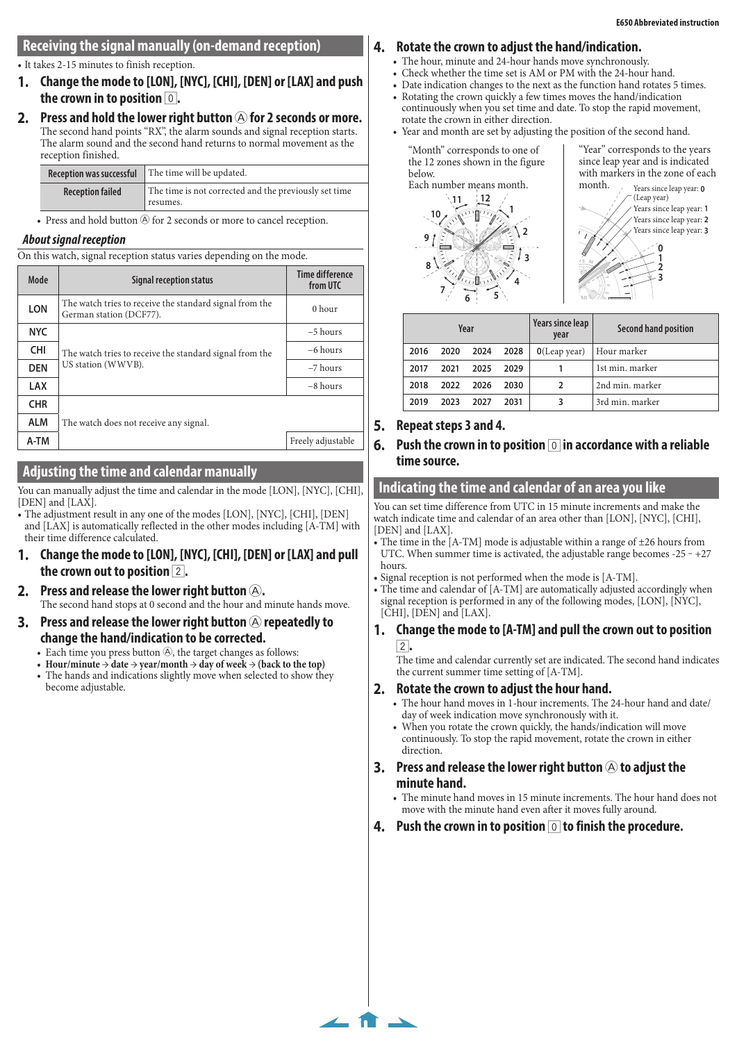## Receiving the signal manually (on-demand reception)

- It takes 2-15 minutes to finish reception.

**1. Change the mode to [LON], [NYC], [CHI], [DEN] or [LAX] and push the crown in to position 0.**

**2. Press and hold the lower right button Ⓐ for 2 seconds or more.**

The second hand points "RX", the alarm sounds and signal reception starts. The alarm sound and the second hand returns to normal movement as the reception finished.

| | |
|---|---|
| Reception was successful | The time will be updated. |
| Reception failed | The time is not corrected and the previously set time resumes. |

- Press and hold button Ⓐ for 2 seconds or more to cancel reception.

### *About signal reception*

On this watch, signal reception status varies depending on the mode.

| Mode | Signal reception status | Time difference from UTC |
|---|---|---|
| LON | The watch tries to receive the standard signal from the German station (DCF77). | 0 hour |
| NYC | The watch tries to receive the standard signal from the US station (WWVB). | −5 hours |
| CHI | | −6 hours |
| DEN | | −7 hours |
| LAX | | −8 hours |
| CHR | The watch does not receive any signal. | |
| ALM | | |
| A-TM | | Freely adjustable |

## Adjusting the time and calendar manually

You can manually adjust the time and calendar in the mode [LON], [NYC], [CHI], [DEN] and [LAX].

- The adjustment result in any one of the modes [LON], [NYC], [CHI], [DEN] and [LAX] is automatically reflected in the other modes including [A-TM] with their time difference calculated.

**1. Change the mode to [LON], [NYC], [CHI], [DEN] or [LAX] and pull the crown out to position 2.**

**2. Press and release the lower right button Ⓐ.**

The second hand stops at 0 second and the hour and minute hands move.

**3. Press and release the lower right button Ⓐ repeatedly to change the hand/indication to be corrected.**

- Each time you press button Ⓐ, the target changes as follows:
- **Hour/minute → date → year/month → day of week → (back to the top)**
- The hands and indications slightly move when selected to show they become adjustable.

**4. Rotate the crown to adjust the hand/indication.**

- The hour, minute and 24-hour hands move synchronously.
- Check whether the time set is AM or PM with the 24-hour hand.
- Date indication changes to the next as the function hand rotates 5 times.
- Rotating the crown quickly a few times moves the hand/indication continuously when you set time and date. To stop the rapid movement, rotate the crown in either direction.
- Year and month are set by adjusting the position of the second hand.

"Month" corresponds to one of the 12 zones shown in the figure below.
Each number means month.

"Year" corresponds to the years since leap year and is indicated with markers in the zone of each month.

Years since leap year: 0 (Leap year)
Years since leap year: 1
Years since leap year: 2
Years since leap year: 3

| Year | | | | Years since leap year | Second hand position |
|---|---|---|---|---|---|
| 2016 | 2020 | 2024 | 2028 | 0(Leap year) | Hour marker |
| 2017 | 2021 | 2025 | 2029 | 1 | 1st min. marker |
| 2018 | 2022 | 2026 | 2030 | 2 | 2nd min. marker |
| 2019 | 2023 | 2027 | 2031 | 3 | 3rd min. marker |

**5. Repeat steps 3 and 4.**

**6. Push the crown in to position 0 in accordance with a reliable time source.**

## Indicating the time and calendar of an area you like

You can set time difference from UTC in 15 minute increments and make the watch indicate time and calendar of an area other than [LON], [NYC], [CHI], [DEN] and [LAX].

- The time in the [A-TM] mode is adjustable within a range of ±26 hours from UTC. When summer time is activated, the adjustable range becomes -25 ~ +27 hours.
- Signal reception is not performed when the mode is [A-TM].
- The time and calendar of [A-TM] are automatically adjusted accordingly when signal reception is performed in any of the following modes, [LON], [NYC], [CHI], [DEN] and [LAX].

**1. Change the mode to [A-TM] and pull the crown out to position 2.**

The time and calendar currently set are indicated. The second hand indicates the current summer time setting of [A-TM].

**2. Rotate the crown to adjust the hour hand.**

- The hour hand moves in 1-hour increments. The 24-hour hand and date/day of week indication move synchronously with it.
- When you rotate the crown quickly, the hands/indication will move continuously. To stop the rapid movement, rotate the crown in either direction.

**3. Press and release the lower right button Ⓐ to adjust the minute hand.**

- The minute hand moves in 15 minute increments. The hour hand does not move with the minute hand even after it moves fully around.

**4. Push the crown in to position 0 to finish the procedure.**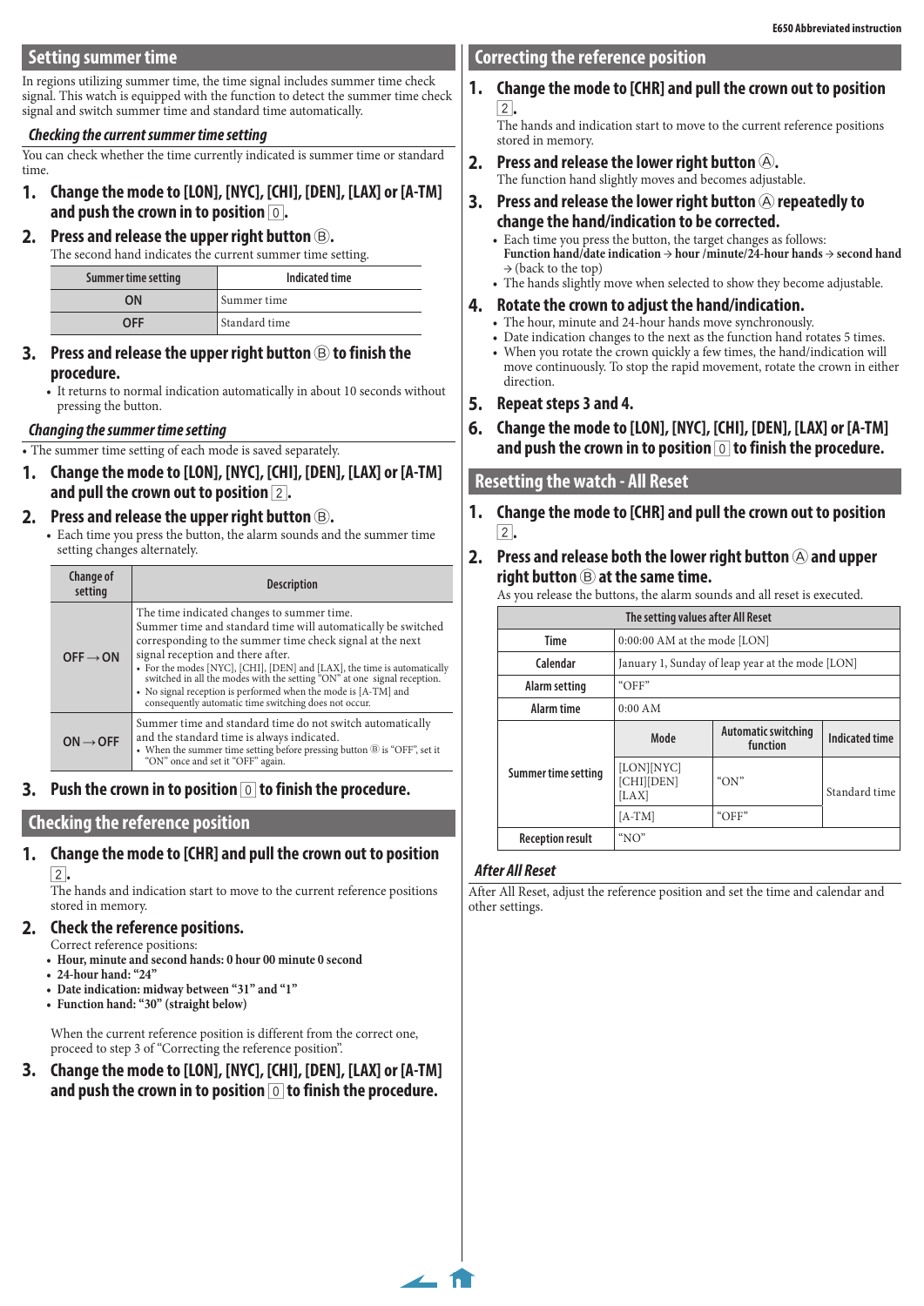## Setting summer time

In regions utilizing summer time, the time signal includes summer time check signal. This watch is equipped with the function to detect the summer time check signal and switch summer time and standard time automatically.

### *Checking the current summer time setting*

You can check whether the time currently indicated is summer time or standard time.

**1. Change the mode to [LON], [NYC], [CHI], [DEN], [LAX] or [A-TM] and push the crown in to position 0.**

**2. Press and release the upper right button Ⓑ.**

The second hand indicates the current summer time setting.

| Summer time setting | Indicated time |
|---|---|
| ON | Summer time |
| OFF | Standard time |

**3. Press and release the upper right button Ⓑ to finish the procedure.**

- It returns to normal indication automatically in about 10 seconds without pressing the button.

### *Changing the summer time setting*

- The summer time setting of each mode is saved separately.

**1. Change the mode to [LON], [NYC], [CHI], [DEN], [LAX] or [A-TM] and pull the crown out to position 2.**

**2. Press and release the upper right button Ⓑ.**

- Each time you press the button, the alarm sounds and the summer time setting changes alternately.

| Change of setting | Description |
|---|---|
| OFF → ON | The time indicated changes to summer time. Summer time and standard time will automatically be switched corresponding to the summer time check signal at the next signal reception and there after. • For the modes [NYC], [CHI], [DEN] and [LAX], the time is automatically switched in all the modes with the setting "ON" at one signal reception. • No signal reception is performed when the mode is [A-TM] and consequently automatic time switching does not occur. |
| ON → OFF | Summer time and standard time do not switch automatically and the standard time is always indicated. • When the summer time setting before pressing button Ⓑ is "OFF", set it "ON" once and set it "OFF" again. |

**3. Push the crown in to position 0 to finish the procedure.**

## Checking the reference position

**1. Change the mode to [CHR] and pull the crown out to position 2.**

The hands and indication start to move to the current reference positions stored in memory.

**2. Check the reference positions.**

Correct reference positions:

- **Hour, minute and second hands: 0 hour 00 minute 0 second**
- **24-hour hand: "24"**
- **Date indication: midway between "31" and "1"**
- **Function hand: "30" (straight below)**

When the current reference position is different from the correct one, proceed to step 3 of "Correcting the reference position".

**3. Change the mode to [LON], [NYC], [CHI], [DEN], [LAX] or [A-TM] and push the crown in to position 0 to finish the procedure.**

## Correcting the reference position

**1. Change the mode to [CHR] and pull the crown out to position 2.**

The hands and indication start to move to the current reference positions stored in memory.

**2. Press and release the lower right button Ⓐ.**

The function hand slightly moves and becomes adjustable.

**3. Press and release the lower right button Ⓐ repeatedly to change the hand/indication to be corrected.**

- Each time you press the button, the target changes as follows: **Function hand/date indication → hour /minute/24-hour hands → second hand** → (back to the top)
- The hands slightly move when selected to show they become adjustable.

**4. Rotate the crown to adjust the hand/indication.**

- The hour, minute and 24-hour hands move synchronously.
- Date indication changes to the next as the function hand rotates 5 times.
- When you rotate the crown quickly a few times, the hand/indication will move continuously. To stop the rapid movement, rotate the crown in either direction.

**5. Repeat steps 3 and 4.**

**6. Change the mode to [LON], [NYC], [CHI], [DEN], [LAX] or [A-TM] and push the crown in to position 0 to finish the procedure.**

## Resetting the watch - All Reset

**1. Change the mode to [CHR] and pull the crown out to position 2.**

**2. Press and release both the lower right button Ⓐ and upper right button Ⓑ at the same time.**

As you release the buttons, the alarm sounds and all reset is executed.

| The setting values after All Reset | | | |
|---|---|---|---|
| Time | 0:00:00 AM at the mode [LON] | | |
| Calendar | January 1, Sunday of leap year at the mode [LON] | | |
| Alarm setting | "OFF" | | |
| Alarm time | 0:00 AM | | |
| Summer time setting | Mode | Automatic switching function | Indicated time |
| | [LON][NYC] [CHI][DEN] [LAX] | "ON" | Standard time |
| | [A-TM] | "OFF" | |
| Reception result | "NO" | | |

### *After All Reset*

After All Reset, adjust the reference position and set the time and calendar and other settings.